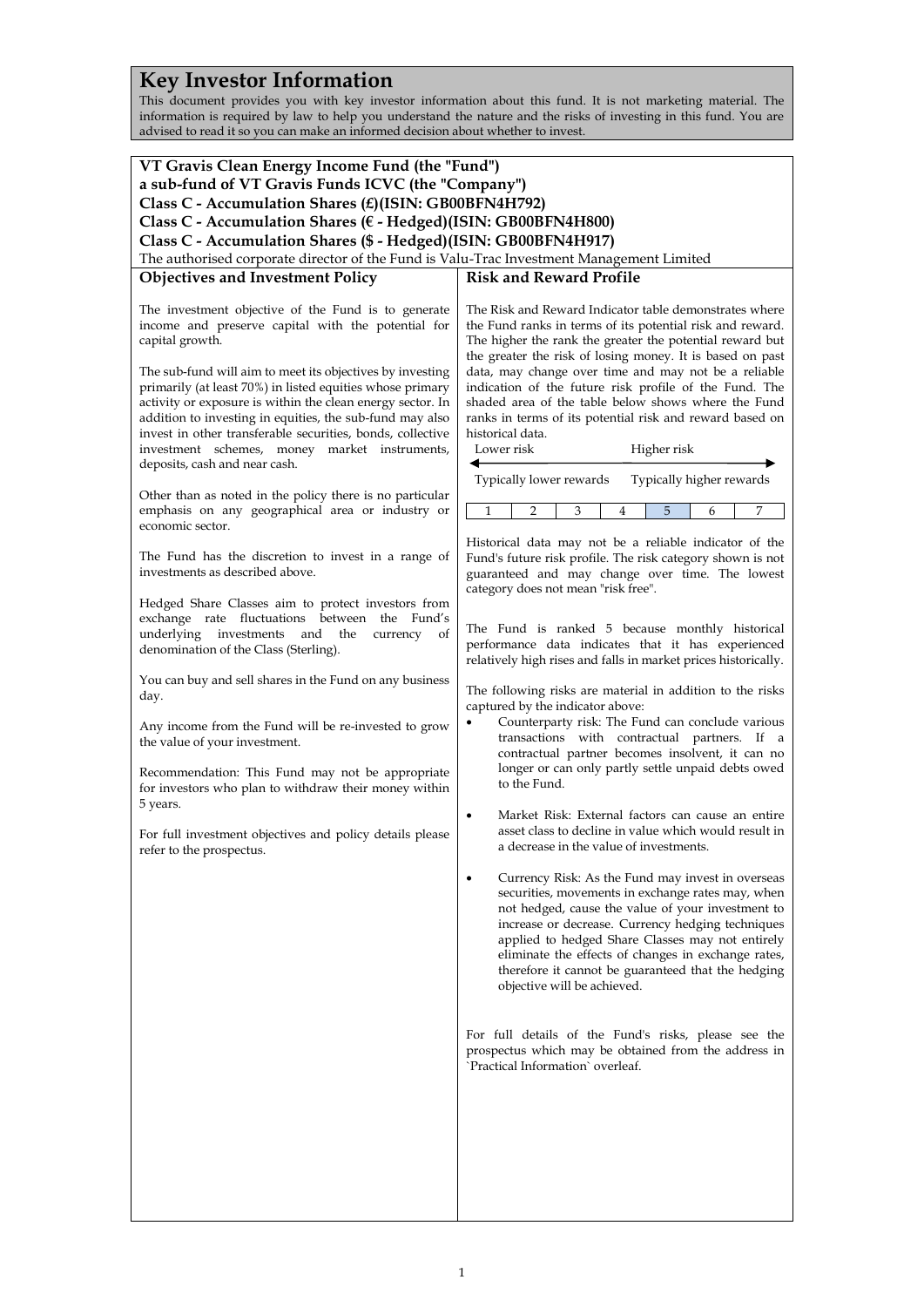# Key Investor Information

This document provides you with key investor information about this fund. It is not marketing material. The information is required by law to help you understand the nature and the risks of investing in this fund. You are advised to read it so you can make an informed decision about whether to invest.

**VT Gravis Clean Energy Income Fund (the "Fund")**
**a sub-fund of VT Gravis Funds ICVC (the "Company")**
**Class C - Accumulation Shares (£)(ISIN: GB00BFN4H792)**
**Class C - Accumulation Shares (€ - Hedged)(ISIN: GB00BFN4H800)**
**Class C - Accumulation Shares ($ - Hedged)(ISIN: GB00BFN4H917)**

The authorised corporate director of the Fund is Valu-Trac Investment Management Limited

## Objectives and Investment Policy

The investment objective of the Fund is to generate income and preserve capital with the potential for capital growth.

The sub-fund will aim to meet its objectives by investing primarily (at least 70%) in listed equities whose primary activity or exposure is within the clean energy sector. In addition to investing in equities, the sub-fund may also invest in other transferable securities, bonds, collective investment schemes, money market instruments, deposits, cash and near cash.

Other than as noted in the policy there is no particular emphasis on any geographical area or industry or economic sector.

The Fund has the discretion to invest in a range of investments as described above.

Hedged Share Classes aim to protect investors from exchange rate fluctuations between the Fund's underlying investments and the currency of denomination of the Class (Sterling).

You can buy and sell shares in the Fund on any business day.

Any income from the Fund will be re-invested to grow the value of your investment.

Recommendation: This Fund may not be appropriate for investors who plan to withdraw their money within 5 years.

For full investment objectives and policy details please refer to the prospectus.

## Risk and Reward Profile

The Risk and Reward Indicator table demonstrates where the Fund ranks in terms of its potential risk and reward. The higher the rank the greater the potential reward but the greater the risk of losing money. It is based on past data, may change over time and may not be a reliable indication of the future risk profile of the Fund. The shaded area of the table below shows where the Fund ranks in terms of its potential risk and reward based on historical data.

Lower risk ← → Higher risk

Typically lower rewards — Typically higher rewards

| 1 | 2 | 3 | 4 | **5** | 6 | 7 |
|---|---|---|---|---|---|---|

Historical data may not be a reliable indicator of the Fund's future risk profile. The risk category shown is not guaranteed and may change over time. The lowest category does not mean "risk free".

The Fund is ranked 5 because monthly historical performance data indicates that it has experienced relatively high rises and falls in market prices historically.

The following risks are material in addition to the risks captured by the indicator above:

- Counterparty risk: The Fund can conclude various transactions with contractual partners. If a contractual partner becomes insolvent, it can no longer or can only partly settle unpaid debts owed to the Fund.
- Market Risk: External factors can cause an entire asset class to decline in value which would result in a decrease in the value of investments.
- Currency Risk: As the Fund may invest in overseas securities, movements in exchange rates may, when not hedged, cause the value of your investment to increase or decrease. Currency hedging techniques applied to hedged Share Classes may not entirely eliminate the effects of changes in exchange rates, therefore it cannot be guaranteed that the hedging objective will be achieved.

For full details of the Fund's risks, please see the prospectus which may be obtained from the address in `Practical Information` overleaf.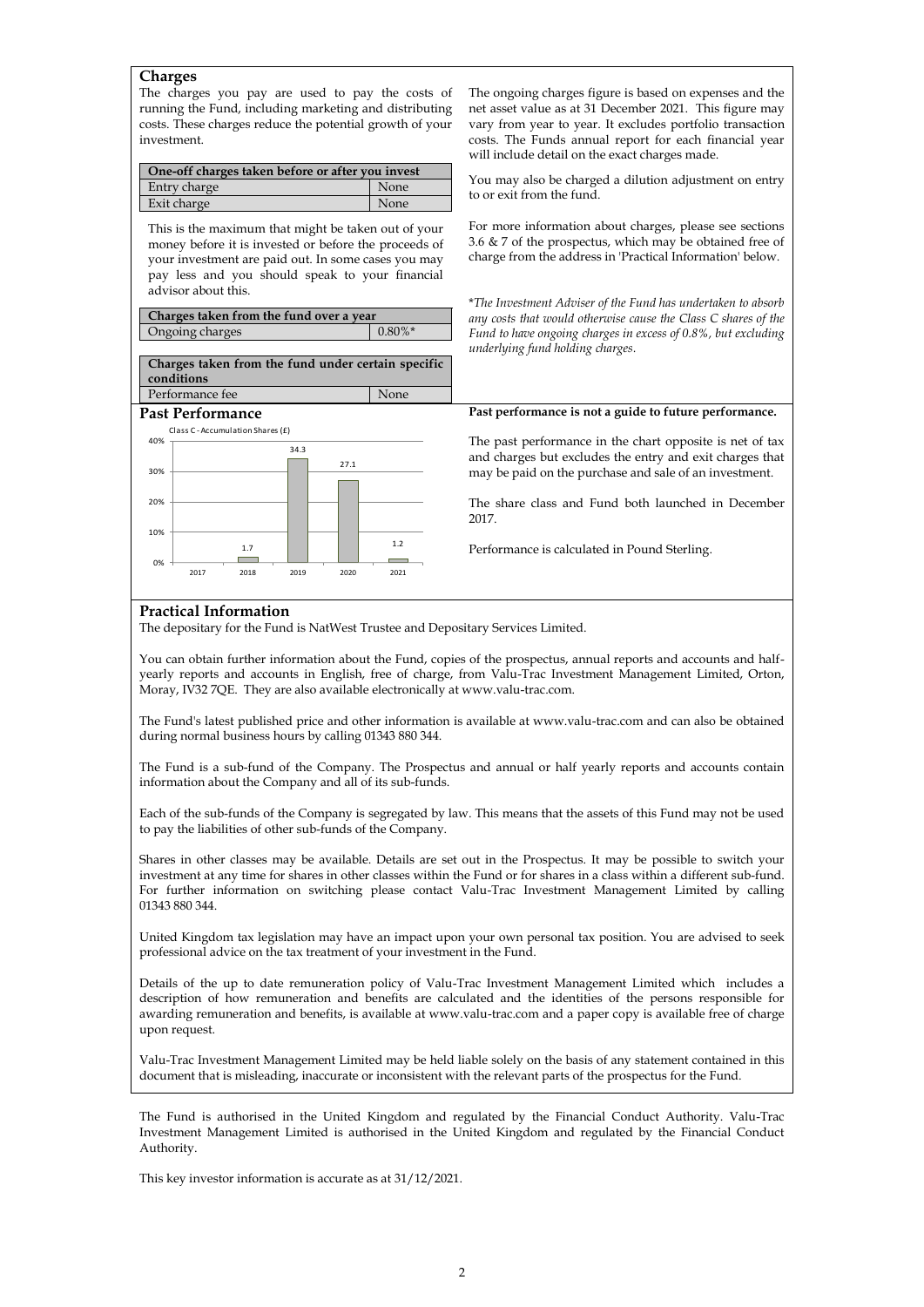## Charges

The charges you pay are used to pay the costs of running the Fund, including marketing and distributing costs. These charges reduce the potential growth of your investment.

| One-off charges taken before or after you invest | |
|---|---|
| Entry charge | None |
| Exit charge | None |

This is the maximum that might be taken out of your money before it is invested or before the proceeds of your investment are paid out. In some cases you may pay less and you should speak to your financial advisor about this.

| Charges taken from the fund over a year | |
|---|---|
| Ongoing charges | 0.80%* |

| Charges taken from the fund under certain specific conditions | |
|---|---|
| Performance fee | None |

The ongoing charges figure is based on expenses and the net asset value as at 31 December 2021. This figure may vary from year to year. It excludes portfolio transaction costs. The Funds annual report for each financial year will include detail on the exact charges made.

You may also be charged a dilution adjustment on entry to or exit from the fund.

For more information about charges, please see sections 3.6 & 7 of the prospectus, which may be obtained free of charge from the address in 'Practical Information' below.

**The Investment Adviser of the Fund has undertaken to absorb any costs that would otherwise cause the Class C shares of the Fund to have ongoing charges in excess of 0.8%, but excluding underlying fund holding charges.*

## Past Performance

Class C - Accumulation Shares (£)

40%
30%
20%
10%
0%

34.3
27.1
1.7
1.2

2017 2018 2019 2020 2021

**Past performance is not a guide to future performance.**

The past performance in the chart opposite is net of tax and charges but excludes the entry and exit charges that may be paid on the purchase and sale of an investment.

The share class and Fund both launched in December 2017.

Performance is calculated in Pound Sterling.

## Practical Information

The depositary for the Fund is NatWest Trustee and Depositary Services Limited.

You can obtain further information about the Fund, copies of the prospectus, annual reports and accounts and half-yearly reports and accounts in English, free of charge, from Valu-Trac Investment Management Limited, Orton, Moray, IV32 7QE. They are also available electronically at www.valu-trac.com.

The Fund's latest published price and other information is available at www.valu-trac.com and can also be obtained during normal business hours by calling 01343 880 344.

The Fund is a sub-fund of the Company. The Prospectus and annual or half yearly reports and accounts contain information about the Company and all of its sub-funds.

Each of the sub-funds of the Company is segregated by law. This means that the assets of this Fund may not be used to pay the liabilities of other sub-funds of the Company.

Shares in other classes may be available. Details are set out in the Prospectus. It may be possible to switch your investment at any time for shares in other classes within the Fund or for shares in a class within a different sub-fund. For further information on switching please contact Valu-Trac Investment Management Limited by calling 01343 880 344.

United Kingdom tax legislation may have an impact upon your own personal tax position. You are advised to seek professional advice on the tax treatment of your investment in the Fund.

Details of the up to date remuneration policy of Valu-Trac Investment Management Limited which includes a description of how remuneration and benefits are calculated and the identities of the persons responsible for awarding remuneration and benefits, is available at www.valu-trac.com and a paper copy is available free of charge upon request.

Valu-Trac Investment Management Limited may be held liable solely on the basis of any statement contained in this document that is misleading, inaccurate or inconsistent with the relevant parts of the prospectus for the Fund.

The Fund is authorised in the United Kingdom and regulated by the Financial Conduct Authority. Valu-Trac Investment Management Limited is authorised in the United Kingdom and regulated by the Financial Conduct Authority.

This key investor information is accurate as at 31/12/2021.